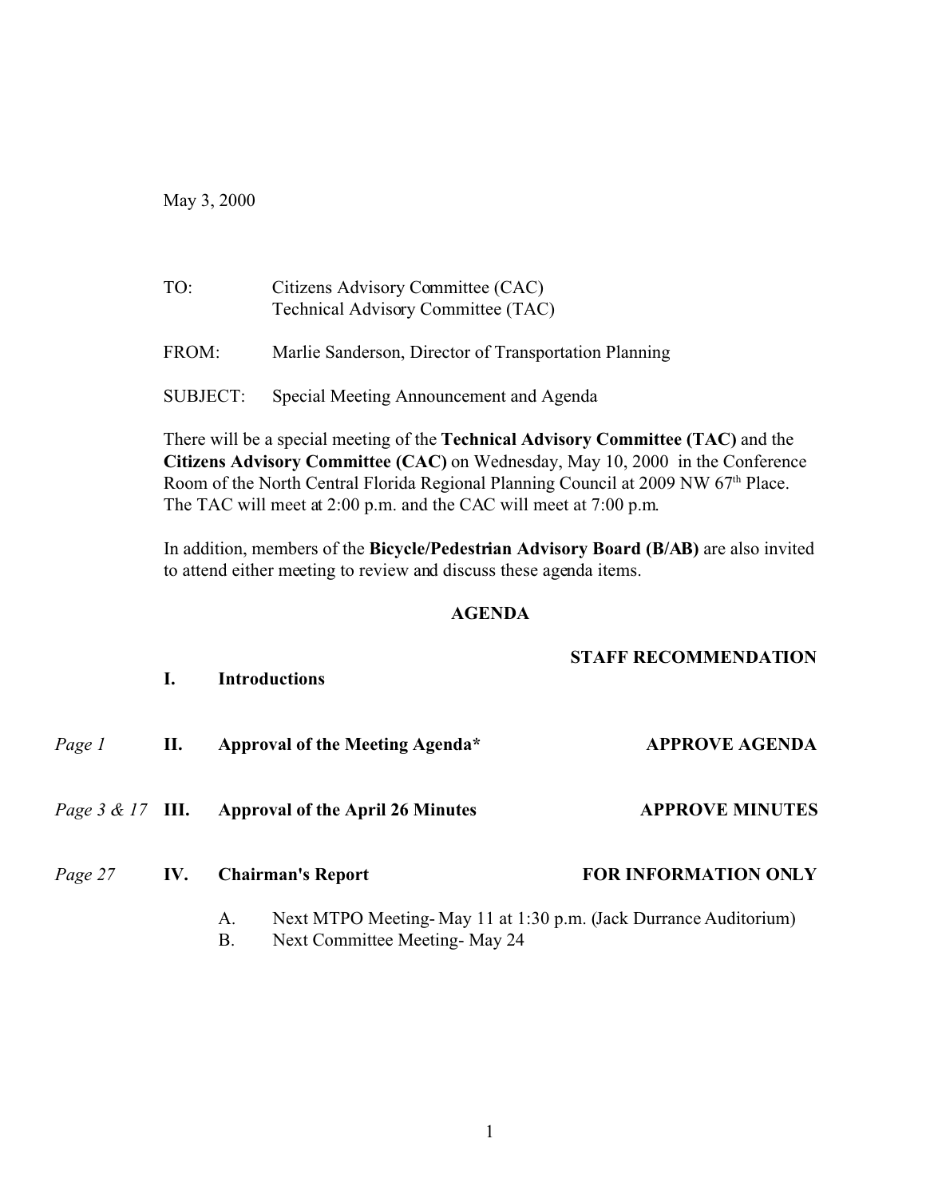May 3, 2000

TO: Citizens Advisory Committee (CAC)
Technical Advisory Committee (TAC)

FROM: Marlie Sanderson, Director of Transportation Planning

SUBJECT: Special Meeting Announcement and Agenda

There will be a special meeting of the **Technical Advisory Committee (TAC)** and the **Citizens Advisory Committee (CAC)** on Wednesday, May 10, 2000 in the Conference Room of the North Central Florida Regional Planning Council at 2009 NW 67th Place. The TAC will meet at 2:00 p.m. and the CAC will meet at 7:00 p.m.

In addition, members of the **Bicycle/Pedestrian Advisory Board (B/AB)** are also invited to attend either meeting to review and discuss these agenda items.

**AGENDA**

| | | | **STAFF RECOMMENDATION** |
|---|---|---|---|
| | **I.** | **Introductions** | |
| *Page 1* | **II.** | **Approval of the Meeting Agenda*** | **APPROVE AGENDA** |
| *Page 3 & 17* | **III.** | **Approval of the April 26 Minutes** | **APPROVE MINUTES** |
| *Page 27* | **IV.** | **Chairman's Report** | **FOR INFORMATION ONLY** |

A. Next MTPO Meeting- May 11 at 1:30 p.m. (Jack Durrance Auditorium)
B. Next Committee Meeting- May 24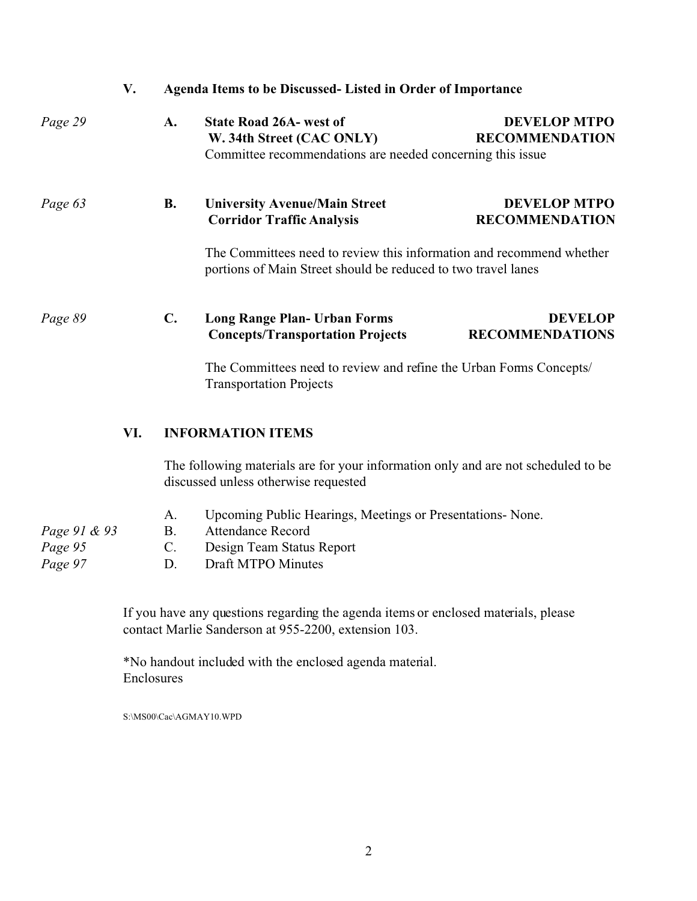## V. Agenda Items to be Discussed- Listed in Order of Importance

*Page 29*

**A. State Road 26A- west of W. 34th Street (CAC ONLY)** — **DEVELOP MTPO RECOMMENDATION**

Committee recommendations are needed concerning this issue

*Page 63*

**B. University Avenue/Main Street Corridor Traffic Analysis** — **DEVELOP MTPO RECOMMENDATION**

The Committees need to review this information and recommend whether portions of Main Street should be reduced to two travel lanes

*Page 89*

**C. Long Range Plan- Urban Forms Concepts/Transportation Projects** — **DEVELOP RECOMMENDATIONS**

The Committees need to review and refine the Urban Forms Concepts/ Transportation Projects

## VI. INFORMATION ITEMS

The following materials are for your information only and are not scheduled to be discussed unless otherwise requested

| | | |
|---|---|---|
| | A. | Upcoming Public Hearings, Meetings or Presentations- None. |
| *Page 91 & 93* | B. | Attendance Record |
| *Page 95* | C. | Design Team Status Report |
| *Page 97* | D. | Draft MTPO Minutes |

If you have any questions regarding the agenda items or enclosed materials, please contact Marlie Sanderson at 955-2200, extension 103.

*No handout included with the enclosed agenda material.
Enclosures

S:\MS00\Cac\AGMAY10.WPD